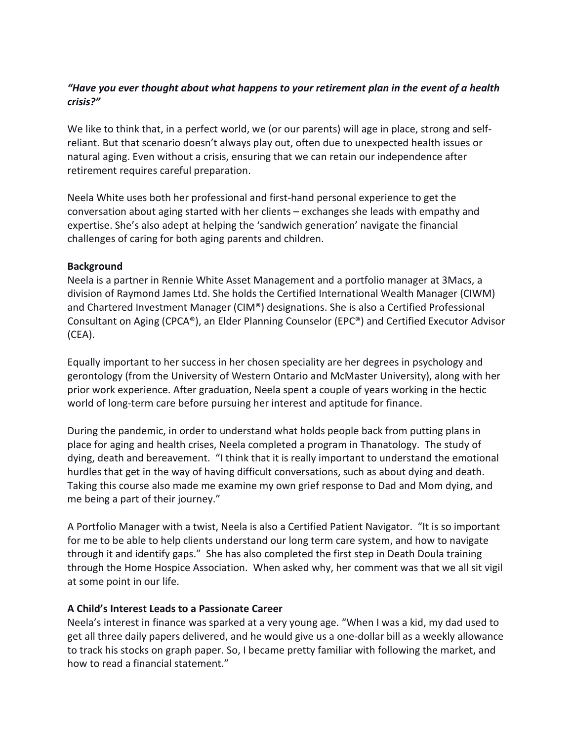***"Have you ever thought about what happens to your retirement plan in the event of a health crisis?"***

We like to think that, in a perfect world, we (or our parents) will age in place, strong and self-reliant. But that scenario doesn't always play out, often due to unexpected health issues or natural aging. Even without a crisis, ensuring that we can retain our independence after retirement requires careful preparation.

Neela White uses both her professional and first-hand personal experience to get the conversation about aging started with her clients – exchanges she leads with empathy and expertise. She's also adept at helping the 'sandwich generation' navigate the financial challenges of caring for both aging parents and children.

**Background**

Neela is a partner in Rennie White Asset Management and a portfolio manager at 3Macs, a division of Raymond James Ltd. She holds the Certified International Wealth Manager (CIWM) and Chartered Investment Manager (CIM®) designations. She is also a Certified Professional Consultant on Aging (CPCA®), an Elder Planning Counselor (EPC®) and Certified Executor Advisor (CEA).

Equally important to her success in her chosen speciality are her degrees in psychology and gerontology (from the University of Western Ontario and McMaster University), along with her prior work experience. After graduation, Neela spent a couple of years working in the hectic world of long-term care before pursuing her interest and aptitude for finance.

During the pandemic, in order to understand what holds people back from putting plans in place for aging and health crises, Neela completed a program in Thanatology. The study of dying, death and bereavement. "I think that it is really important to understand the emotional hurdles that get in the way of having difficult conversations, such as about dying and death. Taking this course also made me examine my own grief response to Dad and Mom dying, and me being a part of their journey."

A Portfolio Manager with a twist, Neela is also a Certified Patient Navigator. "It is so important for me to be able to help clients understand our long term care system, and how to navigate through it and identify gaps." She has also completed the first step in Death Doula training through the Home Hospice Association. When asked why, her comment was that we all sit vigil at some point in our life.

**A Child's Interest Leads to a Passionate Career**

Neela's interest in finance was sparked at a very young age. "When I was a kid, my dad used to get all three daily papers delivered, and he would give us a one-dollar bill as a weekly allowance to track his stocks on graph paper. So, I became pretty familiar with following the market, and how to read a financial statement."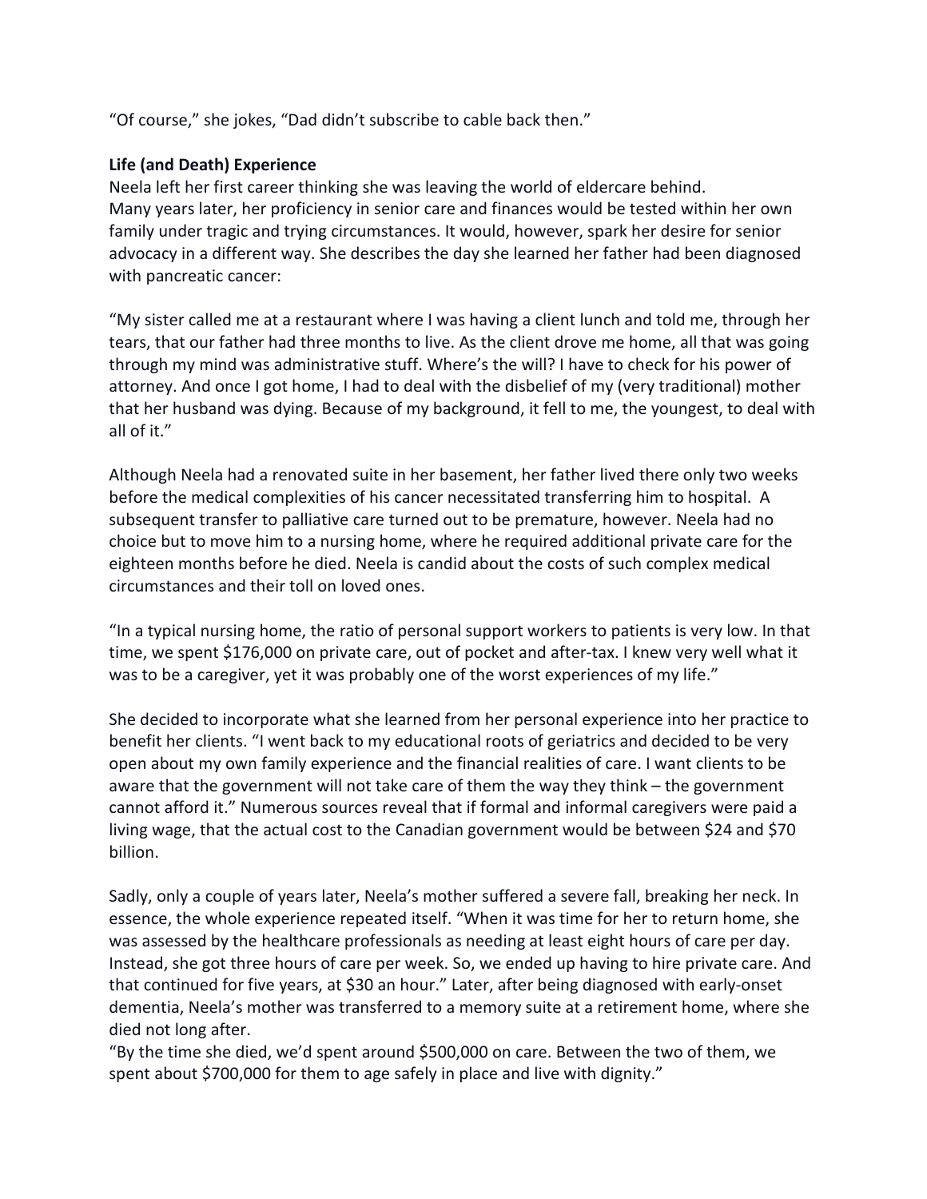"Of course," she jokes, "Dad didn't subscribe to cable back then."

**Life (and Death) Experience**

Neela left her first career thinking she was leaving the world of eldercare behind. Many years later, her proficiency in senior care and finances would be tested within her own family under tragic and trying circumstances. It would, however, spark her desire for senior advocacy in a different way. She describes the day she learned her father had been diagnosed with pancreatic cancer:

"My sister called me at a restaurant where I was having a client lunch and told me, through her tears, that our father had three months to live. As the client drove me home, all that was going through my mind was administrative stuff. Where's the will? I have to check for his power of attorney. And once I got home, I had to deal with the disbelief of my (very traditional) mother that her husband was dying. Because of my background, it fell to me, the youngest, to deal with all of it."

Although Neela had a renovated suite in her basement, her father lived there only two weeks before the medical complexities of his cancer necessitated transferring him to hospital. A subsequent transfer to palliative care turned out to be premature, however. Neela had no choice but to move him to a nursing home, where he required additional private care for the eighteen months before he died. Neela is candid about the costs of such complex medical circumstances and their toll on loved ones.

"In a typical nursing home, the ratio of personal support workers to patients is very low. In that time, we spent $176,000 on private care, out of pocket and after-tax. I knew very well what it was to be a caregiver, yet it was probably one of the worst experiences of my life."

She decided to incorporate what she learned from her personal experience into her practice to benefit her clients. "I went back to my educational roots of geriatrics and decided to be very open about my own family experience and the financial realities of care. I want clients to be aware that the government will not take care of them the way they think – the government cannot afford it." Numerous sources reveal that if formal and informal caregivers were paid a living wage, that the actual cost to the Canadian government would be between $24 and $70 billion.

Sadly, only a couple of years later, Neela's mother suffered a severe fall, breaking her neck. In essence, the whole experience repeated itself. "When it was time for her to return home, she was assessed by the healthcare professionals as needing at least eight hours of care per day. Instead, she got three hours of care per week. So, we ended up having to hire private care. And that continued for five years, at $30 an hour." Later, after being diagnosed with early-onset dementia, Neela's mother was transferred to a memory suite at a retirement home, where she died not long after.

"By the time she died, we'd spent around $500,000 on care. Between the two of them, we spent about $700,000 for them to age safely in place and live with dignity."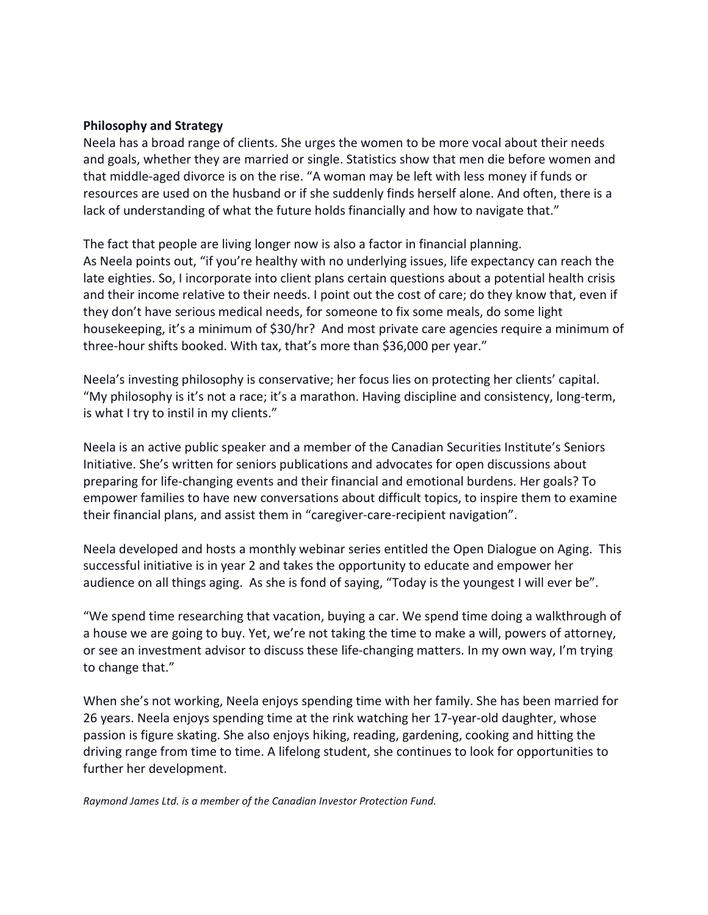**Philosophy and Strategy**

Neela has a broad range of clients. She urges the women to be more vocal about their needs and goals, whether they are married or single. Statistics show that men die before women and that middle-aged divorce is on the rise. “A woman may be left with less money if funds or resources are used on the husband or if she suddenly finds herself alone. And often, there is a lack of understanding of what the future holds financially and how to navigate that.”

The fact that people are living longer now is also a factor in financial planning.
As Neela points out, “if you’re healthy with no underlying issues, life expectancy can reach the late eighties. So, I incorporate into client plans certain questions about a potential health crisis and their income relative to their needs. I point out the cost of care; do they know that, even if they don’t have serious medical needs, for someone to fix some meals, do some light housekeeping, it’s a minimum of $30/hr? And most private care agencies require a minimum of three-hour shifts booked. With tax, that’s more than $36,000 per year.”

Neela’s investing philosophy is conservative; her focus lies on protecting her clients’ capital. “My philosophy is it’s not a race; it’s a marathon. Having discipline and consistency, long-term, is what I try to instil in my clients.”

Neela is an active public speaker and a member of the Canadian Securities Institute’s Seniors Initiative. She’s written for seniors publications and advocates for open discussions about preparing for life-changing events and their financial and emotional burdens. Her goals? To empower families to have new conversations about difficult topics, to inspire them to examine their financial plans, and assist them in “caregiver-care-recipient navigation”.

Neela developed and hosts a monthly webinar series entitled the Open Dialogue on Aging. This successful initiative is in year 2 and takes the opportunity to educate and empower her audience on all things aging. As she is fond of saying, “Today is the youngest I will ever be”.

“We spend time researching that vacation, buying a car. We spend time doing a walkthrough of a house we are going to buy. Yet, we’re not taking the time to make a will, powers of attorney, or see an investment advisor to discuss these life-changing matters. In my own way, I’m trying to change that.”

When she’s not working, Neela enjoys spending time with her family. She has been married for 26 years. Neela enjoys spending time at the rink watching her 17-year-old daughter, whose passion is figure skating. She also enjoys hiking, reading, gardening, cooking and hitting the driving range from time to time. A lifelong student, she continues to look for opportunities to further her development.

*Raymond James Ltd. is a member of the Canadian Investor Protection Fund.*